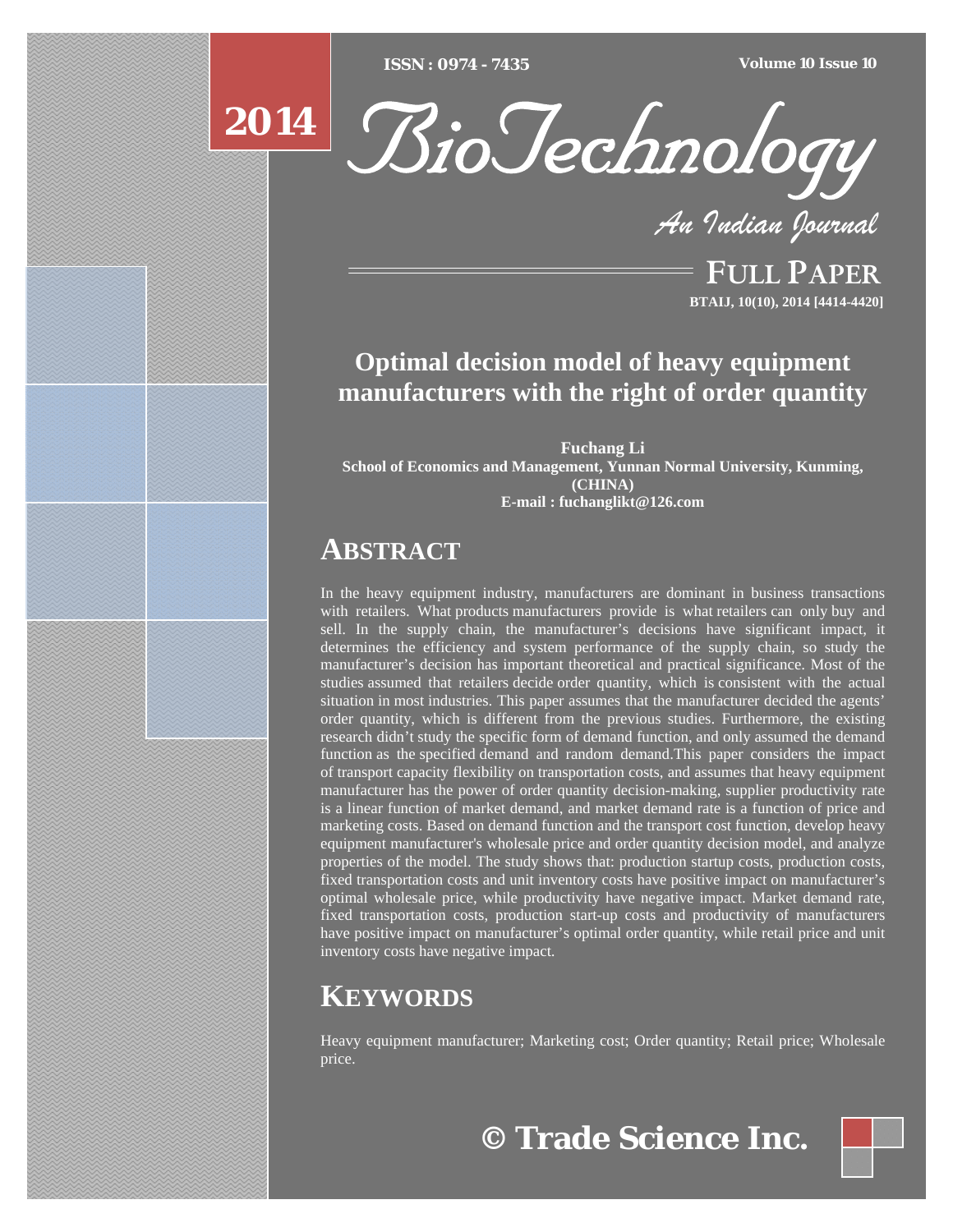# Optimal decision model of heavy equipment manufacturers with the right of order quantity

**Fuchang Li**
**School of Economics and Management, Yunnan Normal University, Kunming, (CHINA)**
**E-mail : fuchanglikt@126.com**

## ABSTRACT

In the heavy equipment industry, manufacturers are dominant in business transactions with retailers. What products manufacturers provide is what retailers can only buy and sell. In the supply chain, the manufacturer's decisions have significant impact, it determines the efficiency and system performance of the supply chain, so study the manufacturer's decision has important theoretical and practical significance. Most of the studies assumed that retailers decide order quantity, which is consistent with the actual situation in most industries. This paper assumes that the manufacturer decided the agents' order quantity, which is different from the previous studies. Furthermore, the existing research didn't study the specific form of demand function, and only assumed the demand function as the specified demand and random demand.This paper considers the impact of transport capacity flexibility on transportation costs, and assumes that heavy equipment manufacturer has the power of order quantity decision-making, supplier productivity rate is a linear function of market demand, and market demand rate is a function of price and marketing costs. Based on demand function and the transport cost function, develop heavy equipment manufacturer's wholesale price and order quantity decision model, and analyze properties of the model. The study shows that: production startup costs, production costs, fixed transportation costs and unit inventory costs have positive impact on manufacturer's optimal wholesale price, while productivity have negative impact. Market demand rate, fixed transportation costs, production start-up costs and productivity of manufacturers have positive impact on manufacturer's optimal order quantity, while retail price and unit inventory costs have negative impact.

## KEYWORDS

Heavy equipment manufacturer; Marketing cost; Order quantity; Retail price; Wholesale price.

© Trade Science Inc.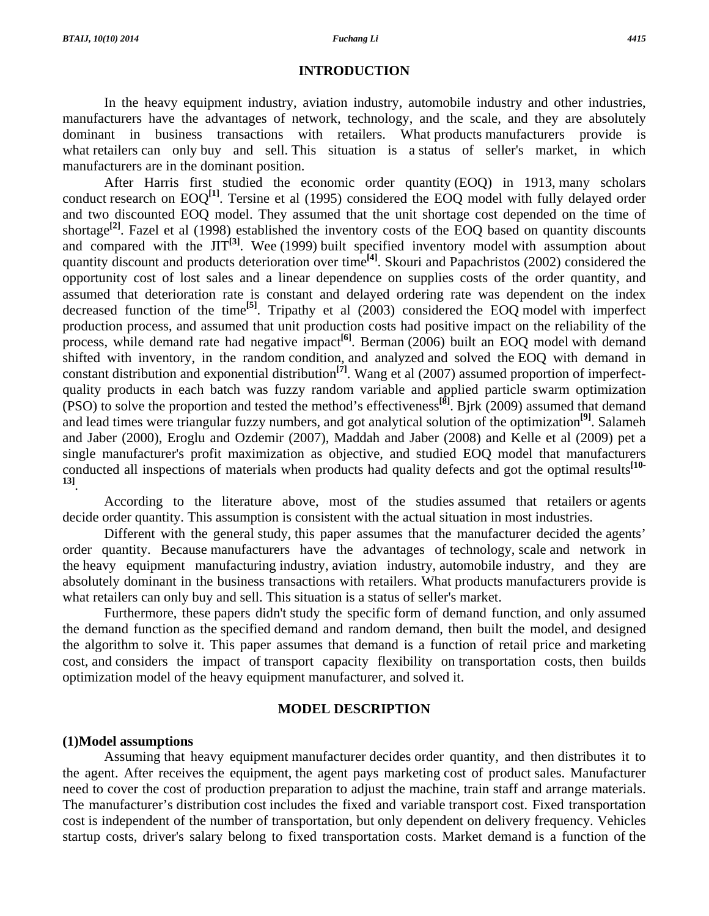## INTRODUCTION

In the heavy equipment industry, aviation industry, automobile industry and other industries, manufacturers have the advantages of network, technology, and the scale, and they are absolutely dominant in business transactions with retailers. What products manufacturers provide is what retailers can only buy and sell. This situation is a status of seller's market, in which manufacturers are in the dominant position.

After Harris first studied the economic order quantity (EOQ) in 1913, many scholars conduct research on EOQ[1]. Tersine et al (1995) considered the EOQ model with fully delayed order and two discounted EOQ model. They assumed that the unit shortage cost depended on the time of shortage[2]. Fazel et al (1998) established the inventory costs of the EOQ based on quantity discounts and compared with the JIT[3]. Wee (1999) built specified inventory model with assumption about quantity discount and products deterioration over time[4]. Skouri and Papachristos (2002) considered the opportunity cost of lost sales and a linear dependence on supplies costs of the order quantity, and assumed that deterioration rate is constant and delayed ordering rate was dependent on the index decreased function of the time[5]. Tripathy et al (2003) considered the EOQ model with imperfect production process, and assumed that unit production costs had positive impact on the reliability of the process, while demand rate had negative impact[6]. Berman (2006) built an EOQ model with demand shifted with inventory, in the random condition, and analyzed and solved the EOQ with demand in constant distribution and exponential distribution[7]. Wang et al (2007) assumed proportion of imperfect-quality products in each batch was fuzzy random variable and applied particle swarm optimization (PSO) to solve the proportion and tested the method's effectiveness[8]. Bjrk (2009) assumed that demand and lead times were triangular fuzzy numbers, and got analytical solution of the optimization[9]. Salameh and Jaber (2000), Eroglu and Ozdemir (2007), Maddah and Jaber (2008) and Kelle et al (2009) pet a single manufacturer's profit maximization as objective, and studied EOQ model that manufacturers conducted all inspections of materials when products had quality defects and got the optimal results[10-13].

According to the literature above, most of the studies assumed that retailers or agents decide order quantity. This assumption is consistent with the actual situation in most industries.

Different with the general study, this paper assumes that the manufacturer decided the agents' order quantity. Because manufacturers have the advantages of technology, scale and network in the heavy equipment manufacturing industry, aviation industry, automobile industry, and they are absolutely dominant in the business transactions with retailers. What products manufacturers provide is what retailers can only buy and sell. This situation is a status of seller's market.

Furthermore, these papers didn't study the specific form of demand function, and only assumed the demand function as the specified demand and random demand, then built the model, and designed the algorithm to solve it. This paper assumes that demand is a function of retail price and marketing cost, and considers the impact of transport capacity flexibility on transportation costs, then builds optimization model of the heavy equipment manufacturer, and solved it.

## MODEL DESCRIPTION

### (1)Model assumptions

Assuming that heavy equipment manufacturer decides order quantity, and then distributes it to the agent. After receives the equipment, the agent pays marketing cost of product sales. Manufacturer need to cover the cost of production preparation to adjust the machine, train staff and arrange materials. The manufacturer's distribution cost includes the fixed and variable transport cost. Fixed transportation cost is independent of the number of transportation, but only dependent on delivery frequency. Vehicles startup costs, driver's salary belong to fixed transportation costs. Market demand is a function of the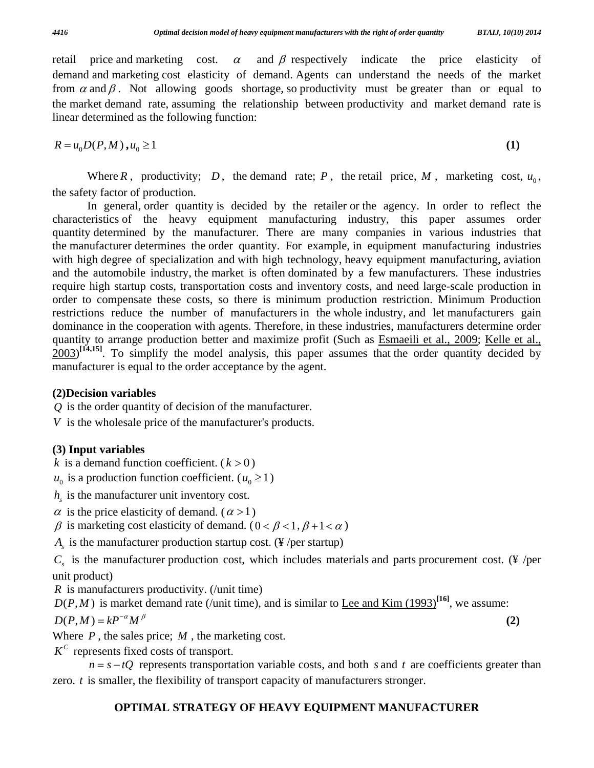retail price and marketing cost. $\alpha$ and $\beta$ respectively indicate the price elasticity of demand and marketing cost elasticity of demand. Agents can understand the needs of the market from $\alpha$ and $\beta$. Not allowing goods shortage, so productivity must be greater than or equal to the market demand rate, assuming the relationship between productivity and market demand rate is linear determined as the following function:

$$R = u_0 D(P, M), u_0 \geq 1 \tag{1}$$

Where $R$, productivity; $D$, the demand rate; $P$, the retail price, $M$, marketing cost, $u_0$, the safety factor of production.

In general, order quantity is decided by the retailer or the agency. In order to reflect the characteristics of the heavy equipment manufacturing industry, this paper assumes order quantity determined by the manufacturer. There are many companies in various industries that the manufacturer determines the order quantity. For example, in equipment manufacturing industries with high degree of specialization and with high technology, heavy equipment manufacturing, aviation and the automobile industry, the market is often dominated by a few manufacturers. These industries require high startup costs, transportation costs and inventory costs, and need large-scale production in order to compensate these costs, so there is minimum production restriction. Minimum Production restrictions reduce the number of manufacturers in the whole industry, and let manufacturers gain dominance in the cooperation with agents. Therefore, in these industries, manufacturers determine order quantity to arrange production better and maximize profit (Such as Esmaeili et al., 2009; Kelle et al., 2003)[14,15]. To simplify the model analysis, this paper assumes that the order quantity decided by manufacturer is equal to the order acceptance by the agent.

**(2)Decision variables**

$Q$ is the order quantity of decision of the manufacturer.

$V$ is the wholesale price of the manufacturer's products.

**(3) Input variables**

$k$ is a demand function coefficient. ($k > 0$)

$u_0$ is a production function coefficient. ($u_0 \geq 1$)

$h_s$ is the manufacturer unit inventory cost.

$\alpha$ is the price elasticity of demand. ($\alpha > 1$)

$\beta$ is marketing cost elasticity of demand. ($0 < \beta < 1, \beta + 1 < \alpha$)

$A_s$ is the manufacturer production startup cost. (¥ /per startup)

$C_s$ is the manufacturer production cost, which includes materials and parts procurement cost. (¥ /per unit product)

$R$ is manufacturers productivity. (/unit time)

$D(P, M)$ is market demand rate (/unit time), and is similar to Lee and Kim (1993)[16], we assume:

$$D(P, M) = kP^{-\alpha} M^{\beta} \tag{2}$$

Where $P$, the sales price; $M$, the marketing cost.

$K^C$ represents fixed costs of transport.

$n = s - tQ$ represents transportation variable costs, and both $s$ and $t$ are coefficients greater than zero. $t$ is smaller, the flexibility of transport capacity of manufacturers stronger.

## OPTIMAL STRATEGY OF HEAVY EQUIPMENT MANUFACTURER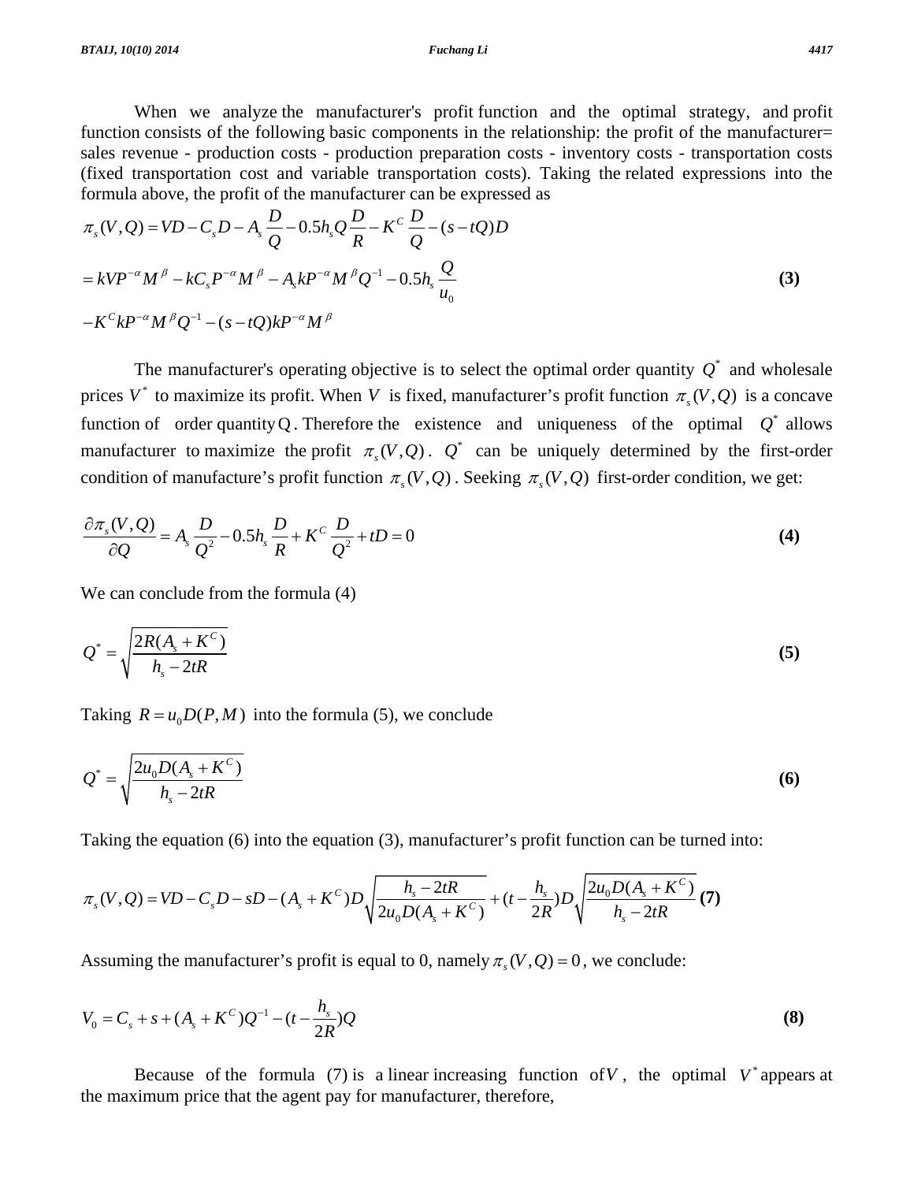When we analyze the manufacturer's profit function and the optimal strategy, and profit function consists of the following basic components in the relationship: the profit of the manufacturer= sales revenue - production costs - production preparation costs - inventory costs - transportation costs (fixed transportation cost and variable transportation costs). Taking the related expressions into the formula above, the profit of the manufacturer can be expressed as

$$
\begin{aligned}
\pi_s(V,Q) &= VD - C_s D - A_s \frac{D}{Q} - 0.5 h_s Q \frac{D}{R} - K^C \frac{D}{Q} - (s - tQ) D \\
&= kVP^{-\alpha} M^{\beta} - kC_s P^{-\alpha} M^{\beta} - A_s k P^{-\alpha} M^{\beta} Q^{-1} - 0.5 h_s \frac{Q}{u_0} \\
&\quad - K^C k P^{-\alpha} M^{\beta} Q^{-1} - (s - tQ) k P^{-\alpha} M^{\beta}
\end{aligned}
\tag{3}
$$

The manufacturer's operating objective is to select the optimal order quantity $Q^*$ and wholesale prices $V^*$ to maximize its profit. When $V$ is fixed, manufacturer's profit function $\pi_s(V,Q)$ is a concave function of order quantity Q. Therefore the existence and uniqueness of the optimal $Q^*$ allows manufacturer to maximize the profit $\pi_s(V,Q)$. $Q^*$ can be uniquely determined by the first-order condition of manufacture's profit function $\pi_s(V,Q)$. Seeking $\pi_s(V,Q)$ first-order condition, we get:

$$
\frac{\partial \pi_s(V,Q)}{\partial Q} = A_s \frac{D}{Q^2} - 0.5 h_s \frac{D}{R} + K^C \frac{D}{Q^2} + tD = 0 \tag{4}
$$

We can conclude from the formula (4)

$$
Q^* = \sqrt{\frac{2R(A_s + K^C)}{h_s - 2tR}} \tag{5}
$$

Taking $R = u_0 D(P,M)$ into the formula (5), we conclude

$$
Q^* = \sqrt{\frac{2u_0 D(A_s + K^C)}{h_s - 2tR}} \tag{6}
$$

Taking the equation (6) into the equation (3), manufacturer's profit function can be turned into:

$$
\pi_s(V,Q) = VD - C_s D - sD - (A_s + K^C) D \sqrt{\frac{h_s - 2tR}{2u_0 D(A_s + K^C)}} + (t - \frac{h_s}{2R}) D \sqrt{\frac{2u_0 D(A_s + K^C)}{h_s - 2tR}} \tag{7}
$$

Assuming the manufacturer's profit is equal to 0, namely $\pi_s(V,Q) = 0$, we conclude:

$$
V_0 = C_s + s + (A_s + K^C) Q^{-1} - (t - \frac{h_s}{2R}) Q \tag{8}
$$

Because of the formula (7) is a linear increasing function of $V$, the optimal $V^*$ appears at the maximum price that the agent pay for manufacturer, therefore,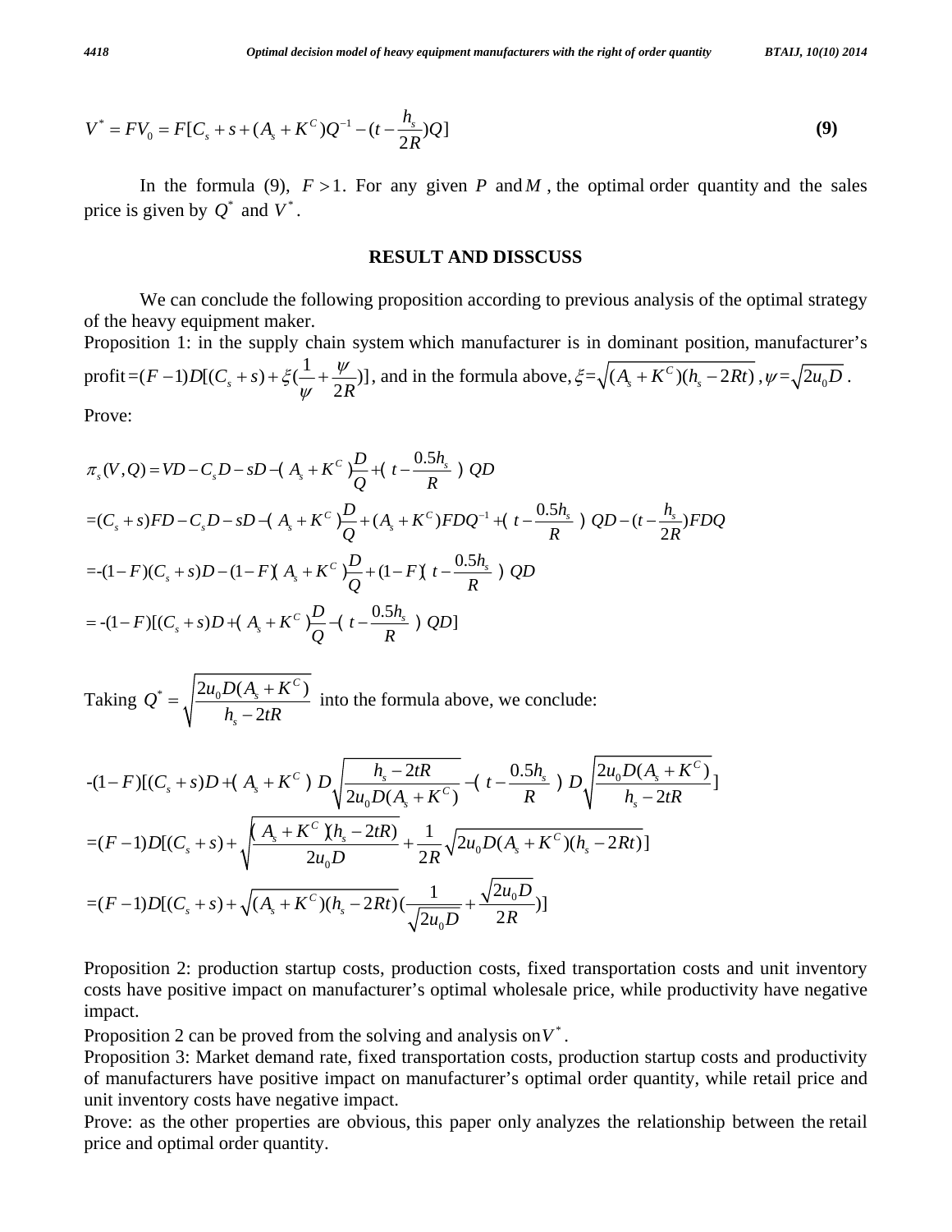$$V^* = FV_0 = F[C_s + s + (A_s + K^C)Q^{-1} - (t - \frac{h_s}{2R})Q] \quad \textbf{(9)}$$

In the formula (9), $F > 1$. For any given $P$ and $M$, the optimal order quantity and the sales price is given by $Q^*$ and $V^*$.

## RESULT AND DISSCUSS

We can conclude the following proposition according to previous analysis of the optimal strategy of the heavy equipment maker.

Proposition 1: in the supply chain system which manufacturer is in dominant position, manufacturer's profit $=(F-1)D[(C_s + s) + \xi(\frac{1}{\psi} + \frac{\psi}{2R})]$, and in the formula above, $\xi = \sqrt{(A_s + K^C)(h_s - 2Rt)}$, $\psi = \sqrt{2u_0 D}$.

Prove:

$$\pi_s(V,Q) = VD - C_s D - sD - (A_s + K^C)\frac{D}{Q} + (t - \frac{0.5h_s}{R})QD$$

$$= (C_s + s)FD - C_s D - sD - (A_s + K^C)\frac{D}{Q} + (A_s + K^C)FDQ^{-1} + (t - \frac{0.5h_s}{R})QD - (t - \frac{h_s}{2R})FDQ$$

$$= -(1-F)(C_s + s)D - (1-F)(A_s + K^C)\frac{D}{Q} + (1-F)(t - \frac{0.5h_s}{R})QD$$

$$= -(1-F)[(C_s + s)D + (A_s + K^C)\frac{D}{Q} - (t - \frac{0.5h_s}{R})QD]$$

Taking $Q^* = \sqrt{\frac{2u_0 D(A_s + K^C)}{h_s - 2tR}}$ into the formula above, we conclude:

$$-(1-F)[(C_s + s)D + (A_s + K^C)D\sqrt{\frac{h_s - 2tR}{2u_0 D(A_s + K^C)}} - (t - \frac{0.5h_s}{R})D\sqrt{\frac{2u_0 D(A_s + K^C)}{h_s - 2tR}}]$$

$$= (F-1)D[(C_s + s) + \sqrt{\frac{(A_s + K^C)(h_s - 2tR)}{2u_0 D}} + \frac{1}{2R}\sqrt{2u_0 D(A_s + K^C)(h_s - 2Rt)}]$$

$$= (F-1)D[(C_s + s) + \sqrt{(A_s + K^C)(h_s - 2Rt)}(\frac{1}{\sqrt{2u_0 D}} + \frac{\sqrt{2u_0 D}}{2R})]$$

Proposition 2: production startup costs, production costs, fixed transportation costs and unit inventory costs have positive impact on manufacturer's optimal wholesale price, while productivity have negative impact.

Proposition 2 can be proved from the solving and analysis on $V^*$.

Proposition 3: Market demand rate, fixed transportation costs, production startup costs and productivity of manufacturers have positive impact on manufacturer's optimal order quantity, while retail price and unit inventory costs have negative impact.

Prove: as the other properties are obvious, this paper only analyzes the relationship between the retail price and optimal order quantity.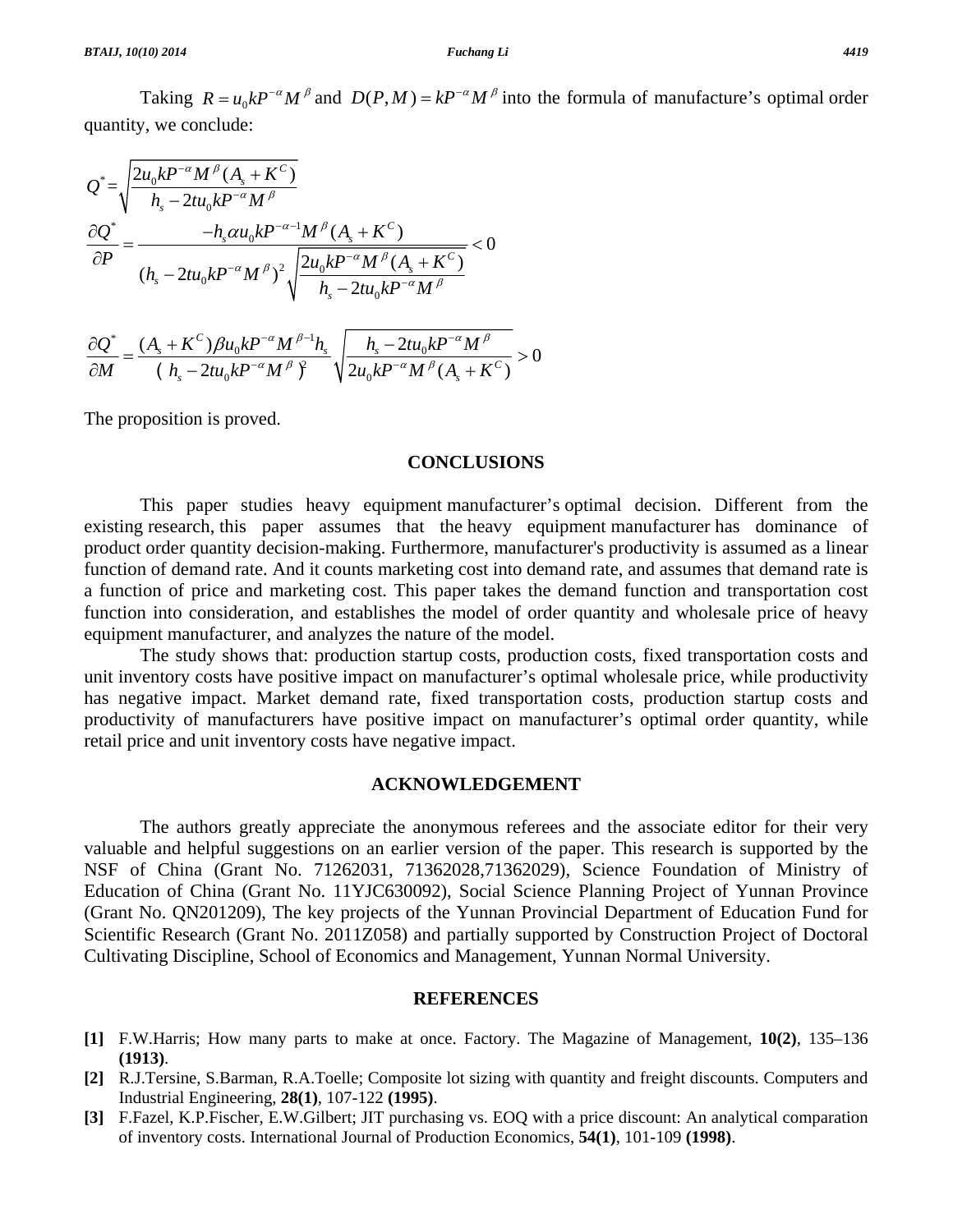Taking $R = u_0 k P^{-\alpha} M^{\beta}$ and $D(P,M) = kP^{-\alpha} M^{\beta}$ into the formula of manufacture's optimal order quantity, we conclude:

$$Q^* = \sqrt{\frac{2u_0 kP^{-\alpha} M^{\beta} (A_s + K^C)}{h_s - 2tu_0 kP^{-\alpha} M^{\beta}}}$$

$$\frac{\partial Q^*}{\partial P} = \frac{-h_s \alpha u_0 kP^{-\alpha-1} M^{\beta} (A_s + K^C)}{(h_s - 2tu_0 kP^{-\alpha} M^{\beta})^2 \sqrt{\dfrac{2u_0 kP^{-\alpha} M^{\beta} (A_s + K^C)}{h_s - 2tu_0 kP^{-\alpha} M^{\beta}}}} < 0$$

$$\frac{\partial Q^*}{\partial M} = \frac{(A_s + K^C)\beta u_0 kP^{-\alpha} M^{\beta-1} h_s}{(h_s - 2tu_0 kP^{-\alpha} M^{\beta})^2} \sqrt{\frac{h_s - 2tu_0 kP^{-\alpha} M^{\beta}}{2u_0 kP^{-\alpha} M^{\beta} (A_s + K^C)}} > 0$$

The proposition is proved.

## CONCLUSIONS

This paper studies heavy equipment manufacturer's optimal decision. Different from the existing research, this paper assumes that the heavy equipment manufacturer has dominance of product order quantity decision-making. Furthermore, manufacturer's productivity is assumed as a linear function of demand rate. And it counts marketing cost into demand rate, and assumes that demand rate is a function of price and marketing cost. This paper takes the demand function and transportation cost function into consideration, and establishes the model of order quantity and wholesale price of heavy equipment manufacturer, and analyzes the nature of the model.

The study shows that: production startup costs, production costs, fixed transportation costs and unit inventory costs have positive impact on manufacturer's optimal wholesale price, while productivity has negative impact. Market demand rate, fixed transportation costs, production startup costs and productivity of manufacturers have positive impact on manufacturer's optimal order quantity, while retail price and unit inventory costs have negative impact.

## ACKNOWLEDGEMENT

The authors greatly appreciate the anonymous referees and the associate editor for their very valuable and helpful suggestions on an earlier version of the paper. This research is supported by the NSF of China (Grant No. 71262031, 71362028,71362029), Science Foundation of Ministry of Education of China (Grant No. 11YJC630092), Social Science Planning Project of Yunnan Province (Grant No. QN201209), The key projects of the Yunnan Provincial Department of Education Fund for Scientific Research (Grant No. 2011Z058) and partially supported by Construction Project of Doctoral Cultivating Discipline, School of Economics and Management, Yunnan Normal University.

## REFERENCES

- **[1]** F.W.Harris; How many parts to make at once. Factory. The Magazine of Management, **10(2)**, 135–136 **(1913)**.
- **[2]** R.J.Tersine, S.Barman, R.A.Toelle; Composite lot sizing with quantity and freight discounts. Computers and Industrial Engineering, **28(1)**, 107-122 **(1995)**.
- **[3]** F.Fazel, K.P.Fischer, E.W.Gilbert; JIT purchasing vs. EOQ with a price discount: An analytical comparation of inventory costs. International Journal of Production Economics, **54(1)**, 101-109 **(1998)**.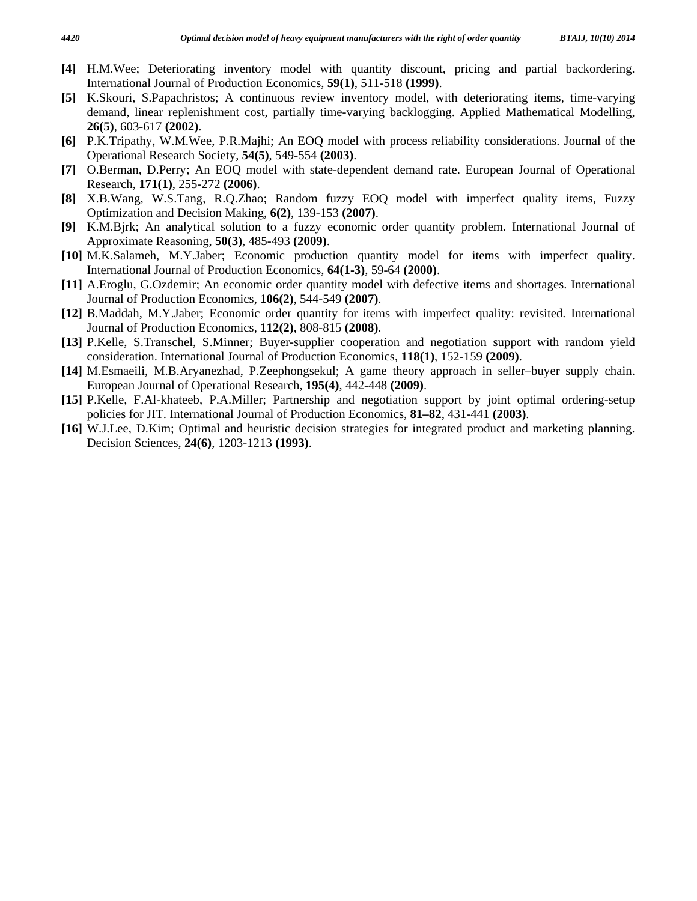**[4]** H.M.Wee; Deteriorating inventory model with quantity discount, pricing and partial backordering. International Journal of Production Economics, **59(1)**, 511-518 **(1999)**.

**[5]** K.Skouri, S.Papachristos; A continuous review inventory model, with deteriorating items, time-varying demand, linear replenishment cost, partially time-varying backlogging. Applied Mathematical Modelling, **26(5)**, 603-617 **(2002)**.

**[6]** P.K.Tripathy, W.M.Wee, P.R.Majhi; An EOQ model with process reliability considerations. Journal of the Operational Research Society, **54(5)**, 549-554 **(2003)**.

**[7]** O.Berman, D.Perry; An EOQ model with state-dependent demand rate. European Journal of Operational Research, **171(1)**, 255-272 **(2006)**.

**[8]** X.B.Wang, W.S.Tang, R.Q.Zhao; Random fuzzy EOQ model with imperfect quality items, Fuzzy Optimization and Decision Making, **6(2)**, 139-153 **(2007)**.

**[9]** K.M.Bjrk; An analytical solution to a fuzzy economic order quantity problem. International Journal of Approximate Reasoning, **50(3)**, 485-493 **(2009)**.

**[10]** M.K.Salameh, M.Y.Jaber; Economic production quantity model for items with imperfect quality. International Journal of Production Economics, **64(1-3)**, 59-64 **(2000)**.

**[11]** A.Eroglu, G.Ozdemir; An economic order quantity model with defective items and shortages. International Journal of Production Economics, **106(2)**, 544-549 **(2007)**.

**[12]** B.Maddah, M.Y.Jaber; Economic order quantity for items with imperfect quality: revisited. International Journal of Production Economics, **112(2)**, 808-815 **(2008)**.

**[13]** P.Kelle, S.Transchel, S.Minner; Buyer-supplier cooperation and negotiation support with random yield consideration. International Journal of Production Economics, **118(1)**, 152-159 **(2009)**.

**[14]** M.Esmaeili, M.B.Aryanezhad, P.Zeephongsekul; A game theory approach in seller–buyer supply chain. European Journal of Operational Research, **195(4)**, 442-448 **(2009)**.

**[15]** P.Kelle, F.Al-khateeb, P.A.Miller; Partnership and negotiation support by joint optimal ordering-setup policies for JIT. International Journal of Production Economics, **81–82**, 431-441 **(2003)**.

**[16]** W.J.Lee, D.Kim; Optimal and heuristic decision strategies for integrated product and marketing planning. Decision Sciences, **24(6)**, 1203-1213 **(1993)**.